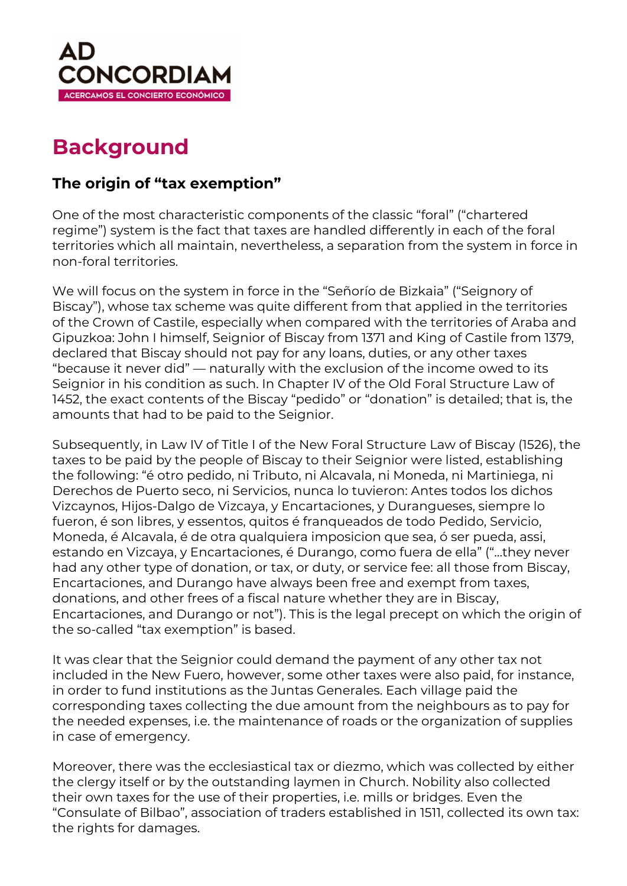AD CONCORDIAM

ACERCAMOS EL CONCIERTO ECONÓMICO

# Background

## The origin of "tax exemption"

One of the most characteristic components of the classic "foral" ("chartered regime") system is the fact that taxes are handled differently in each of the foral territories which all maintain, nevertheless, a separation from the system in force in non-foral territories.

We will focus on the system in force in the "Señorío de Bizkaia" ("Seignory of Biscay"), whose tax scheme was quite different from that applied in the territories of the Crown of Castile, especially when compared with the territories of Araba and Gipuzkoa: John I himself, Seignior of Biscay from 1371 and King of Castile from 1379, declared that Biscay should not pay for any loans, duties, or any other taxes "because it never did" — naturally with the exclusion of the income owed to its Seignior in his condition as such. In Chapter IV of the Old Foral Structure Law of 1452, the exact contents of the Biscay "pedido" or "donation" is detailed; that is, the amounts that had to be paid to the Seignior.

Subsequently, in Law IV of Title I of the New Foral Structure Law of Biscay (1526), the taxes to be paid by the people of Biscay to their Seignior were listed, establishing the following: "é otro pedido, ni Tributo, ni Alcavala, ni Moneda, ni Martiniega, ni Derechos de Puerto seco, ni Servicios, nunca lo tuvieron: Antes todos los dichos Vizcaynos, Hijos-Dalgo de Vizcaya, y Encartaciones, y Durangueses, siempre lo fueron, é son libres, y essentos, quitos é franqueados de todo Pedido, Servicio, Moneda, é Alcavala, é de otra qualquiera imposicion que sea, ó ser pueda, assi, estando en Vizcaya, y Encartaciones, é Durango, como fuera de ella" ("...they never had any other type of donation, or tax, or duty, or service fee: all those from Biscay, Encartaciones, and Durango have always been free and exempt from taxes, donations, and other frees of a fiscal nature whether they are in Biscay, Encartaciones, and Durango or not"). This is the legal precept on which the origin of the so-called "tax exemption" is based.

It was clear that the Seignior could demand the payment of any other tax not included in the New Fuero, however, some other taxes were also paid, for instance, in order to fund institutions as the Juntas Generales. Each village paid the corresponding taxes collecting the due amount from the neighbours as to pay for the needed expenses, i.e. the maintenance of roads or the organization of supplies in case of emergency.

Moreover, there was the ecclesiastical tax or diezmo, which was collected by either the clergy itself or by the outstanding laymen in Church. Nobility also collected their own taxes for the use of their properties, i.e. mills or bridges. Even the "Consulate of Bilbao", association of traders established in 1511, collected its own tax: the rights for damages.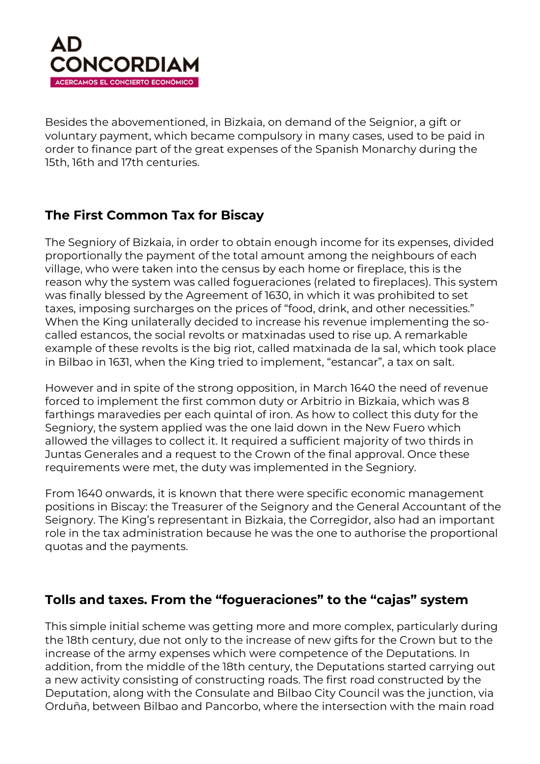Besides the abovementioned, in Bizkaia, on demand of the Seignior, a gift or voluntary payment, which became compulsory in many cases, used to be paid in order to finance part of the great expenses of the Spanish Monarchy during the 15th, 16th and 17th centuries.

## The First Common Tax for Biscay

The Segniory of Bizkaia, in order to obtain enough income for its expenses, divided proportionally the payment of the total amount among the neighbours of each village, who were taken into the census by each home or fireplace, this is the reason why the system was called fogueraciones (related to fireplaces). This system was finally blessed by the Agreement of 1630, in which it was prohibited to set taxes, imposing surcharges on the prices of "food, drink, and other necessities." When the King unilaterally decided to increase his revenue implementing the so-called estancos, the social revolts or matxinadas used to rise up. A remarkable example of these revolts is the big riot, called matxinada de la sal, which took place in Bilbao in 1631, when the King tried to implement, "estancar", a tax on salt.

However and in spite of the strong opposition, in March 1640 the need of revenue forced to implement the first common duty or Arbitrio in Bizkaia, which was 8 farthings maravedies per each quintal of iron. As how to collect this duty for the Segniory, the system applied was the one laid down in the New Fuero which allowed the villages to collect it. It required a sufficient majority of two thirds in Juntas Generales and a request to the Crown of the final approval. Once these requirements were met, the duty was implemented in the Segniory.

From 1640 onwards, it is known that there were specific economic management positions in Biscay: the Treasurer of the Seignory and the General Accountant of the Seignory. The King's representant in Bizkaia, the Corregidor, also had an important role in the tax administration because he was the one to authorise the proportional quotas and the payments.

## Tolls and taxes. From the "fogueraciones" to the "cajas" system

This simple initial scheme was getting more and more complex, particularly during the 18th century, due not only to the increase of new gifts for the Crown but to the increase of the army expenses which were competence of the Deputations. In addition, from the middle of the 18th century, the Deputations started carrying out a new activity consisting of constructing roads. The first road constructed by the Deputation, along with the Consulate and Bilbao City Council was the junction, via Orduña, between Bilbao and Pancorbo, where the intersection with the main road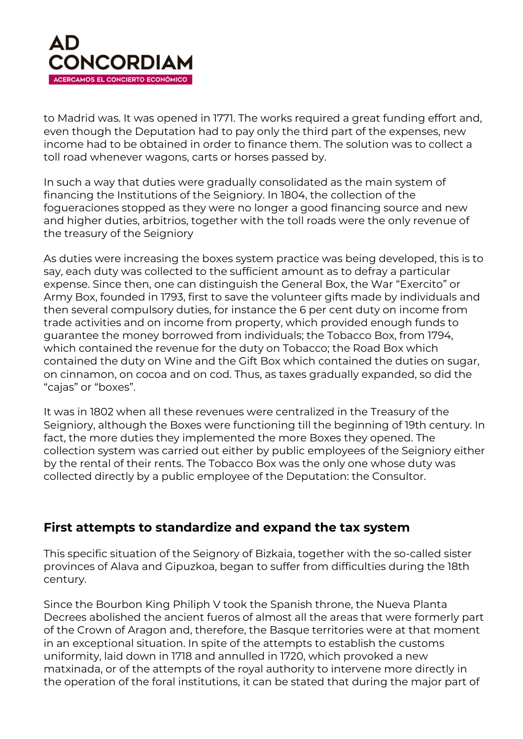to Madrid was. It was opened in 1771. The works required a great funding effort and, even though the Deputation had to pay only the third part of the expenses, new income had to be obtained in order to finance them. The solution was to collect a toll road whenever wagons, carts or horses passed by.

In such a way that duties were gradually consolidated as the main system of financing the Institutions of the Seigniory. In 1804, the collection of the fogueraciones stopped as they were no longer a good financing source and new and higher duties, arbitrios, together with the toll roads were the only revenue of the treasury of the Seigniory

As duties were increasing the boxes system practice was being developed, this is to say, each duty was collected to the sufficient amount as to defray a particular expense. Since then, one can distinguish the General Box, the War "Exercito" or Army Box, founded in 1793, first to save the volunteer gifts made by individuals and then several compulsory duties, for instance the 6 per cent duty on income from trade activities and on income from property, which provided enough funds to guarantee the money borrowed from individuals; the Tobacco Box, from 1794, which contained the revenue for the duty on Tobacco; the Road Box which contained the duty on Wine and the Gift Box which contained the duties on sugar, on cinnamon, on cocoa and on cod. Thus, as taxes gradually expanded, so did the "cajas" or "boxes".

It was in 1802 when all these revenues were centralized in the Treasury of the Seigniory, although the Boxes were functioning till the beginning of 19th century. In fact, the more duties they implemented the more Boxes they opened. The collection system was carried out either by public employees of the Seigniory either by the rental of their rents. The Tobacco Box was the only one whose duty was collected directly by a public employee of the Deputation: the Consultor.

## First attempts to standardize and expand the tax system

This specific situation of the Seignory of Bizkaia, together with the so-called sister provinces of Alava and Gipuzkoa, began to suffer from difficulties during the 18th century.

Since the Bourbon King Philiph V took the Spanish throne, the Nueva Planta Decrees abolished the ancient fueros of almost all the areas that were formerly part of the Crown of Aragon and, therefore, the Basque territories were at that moment in an exceptional situation. In spite of the attempts to establish the customs uniformity, laid down in 1718 and annulled in 1720, which provoked a new matxinada, or of the attempts of the royal authority to intervene more directly in the operation of the foral institutions, it can be stated that during the major part of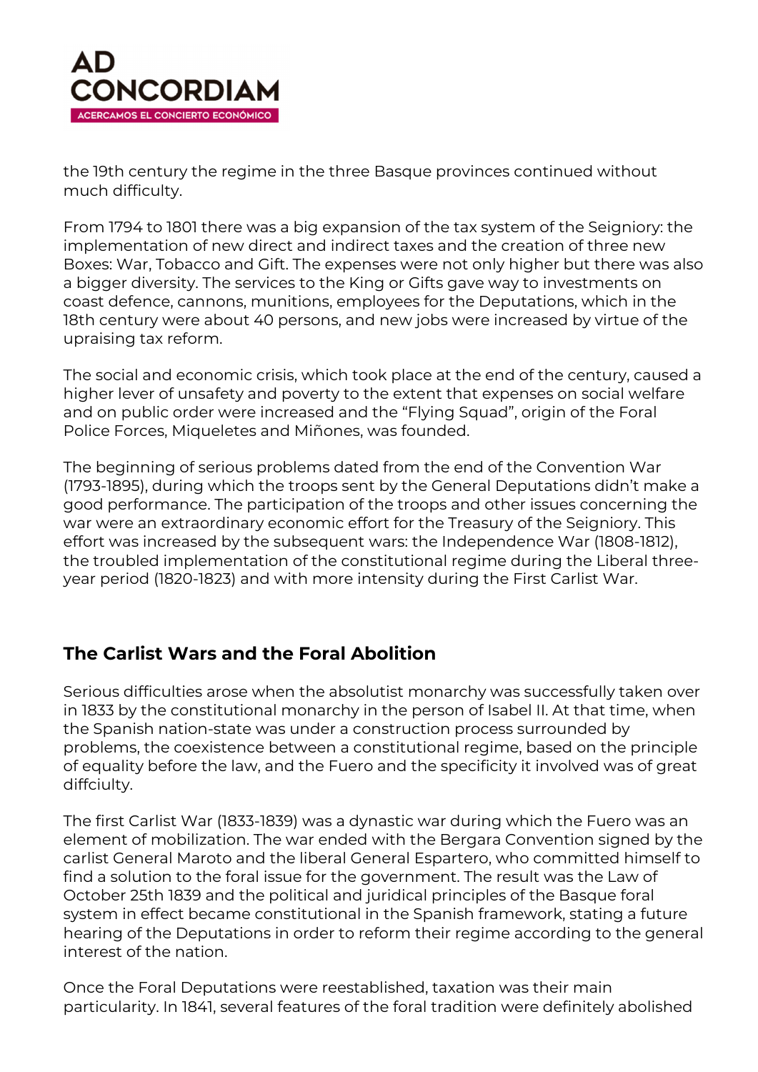the 19th century the regime in the three Basque provinces continued without much difficulty.

From 1794 to 1801 there was a big expansion of the tax system of the Seigniory: the implementation of new direct and indirect taxes and the creation of three new Boxes: War, Tobacco and Gift. The expenses were not only higher but there was also a bigger diversity. The services to the King or Gifts gave way to investments on coast defence, cannons, munitions, employees for the Deputations, which in the 18th century were about 40 persons, and new jobs were increased by virtue of the upraising tax reform.

The social and economic crisis, which took place at the end of the century, caused a higher lever of unsafety and poverty to the extent that expenses on social welfare and on public order were increased and the "Flying Squad", origin of the Foral Police Forces, Miqueletes and Miñones, was founded.

The beginning of serious problems dated from the end of the Convention War (1793-1895), during which the troops sent by the General Deputations didn't make a good performance. The participation of the troops and other issues concerning the war were an extraordinary economic effort for the Treasury of the Seigniory. This effort was increased by the subsequent wars: the Independence War (1808-1812), the troubled implementation of the constitutional regime during the Liberal three-year period (1820-1823) and with more intensity during the First Carlist War.

## The Carlist Wars and the Foral Abolition

Serious difficulties arose when the absolutist monarchy was successfully taken over in 1833 by the constitutional monarchy in the person of Isabel II. At that time, when the Spanish nation-state was under a construction process surrounded by problems, the coexistence between a constitutional regime, based on the principle of equality before the law, and the Fuero and the specificity it involved was of great diffciulty.

The first Carlist War (1833-1839) was a dynastic war during which the Fuero was an element of mobilization. The war ended with the Bergara Convention signed by the carlist General Maroto and the liberal General Espartero, who committed himself to find a solution to the foral issue for the government. The result was the Law of October 25th 1839 and the political and juridical principles of the Basque foral system in effect became constitutional in the Spanish framework, stating a future hearing of the Deputations in order to reform their regime according to the general interest of the nation.

Once the Foral Deputations were reestablished, taxation was their main particularity. In 1841, several features of the foral tradition were definitely abolished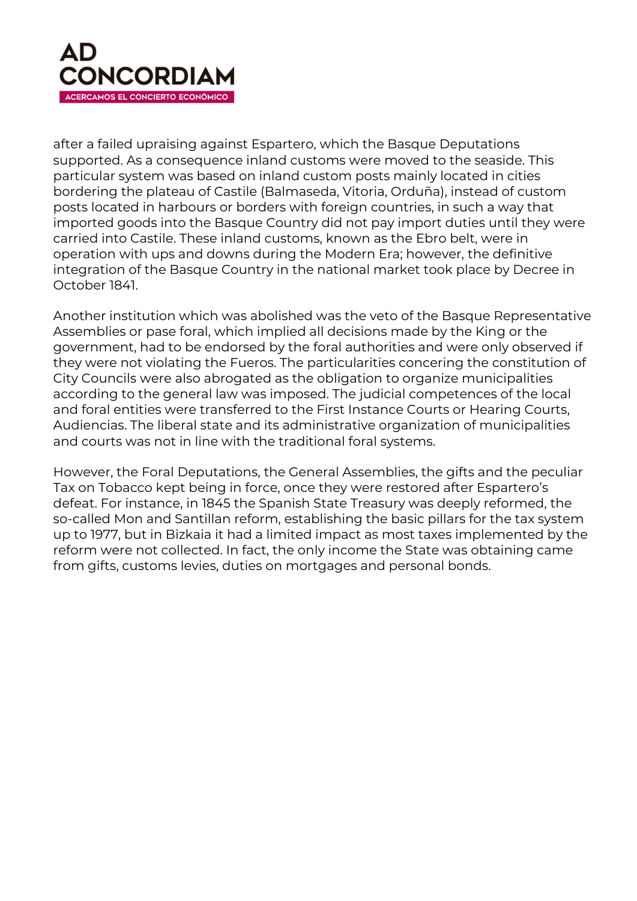after a failed upraising against Espartero, which the Basque Deputations supported. As a consequence inland customs were moved to the seaside. This particular system was based on inland custom posts mainly located in cities bordering the plateau of Castile (Balmaseda, Vitoria, Orduña), instead of custom posts located in harbours or borders with foreign countries, in such a way that imported goods into the Basque Country did not pay import duties until they were carried into Castile. These inland customs, known as the Ebro belt, were in operation with ups and downs during the Modern Era; however, the definitive integration of the Basque Country in the national market took place by Decree in October 1841.

Another institution which was abolished was the veto of the Basque Representative Assemblies or pase foral, which implied all decisions made by the King or the government, had to be endorsed by the foral authorities and were only observed if they were not violating the Fueros. The particularities concering the constitution of City Councils were also abrogated as the obligation to organize municipalities according to the general law was imposed. The judicial competences of the local and foral entities were transferred to the First Instance Courts or Hearing Courts, Audiencias. The liberal state and its administrative organization of municipalities and courts was not in line with the traditional foral systems.

However, the Foral Deputations, the General Assemblies, the gifts and the peculiar Tax on Tobacco kept being in force, once they were restored after Espartero's defeat. For instance, in 1845 the Spanish State Treasury was deeply reformed, the so-called Mon and Santillan reform, establishing the basic pillars for the tax system up to 1977, but in Bizkaia it had a limited impact as most taxes implemented by the reform were not collected. In fact, the only income the State was obtaining came from gifts, customs levies, duties on mortgages and personal bonds.